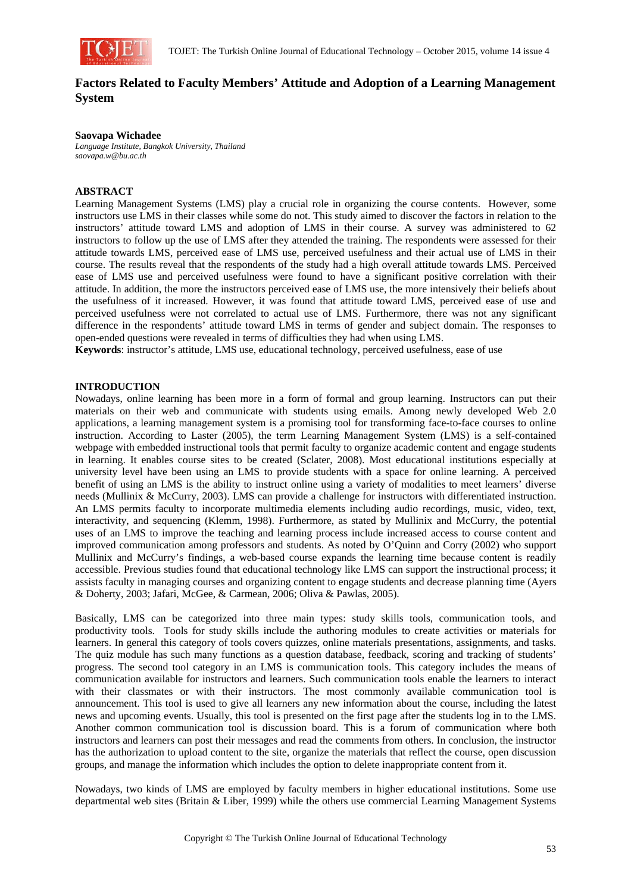# Factors Related to Faculty Members' Attitude and Adoption of a Learning Management System

**Saovapa Wichadee**
*Language Institute, Bangkok University, Thailand*
*saovapa.w@bu.ac.th*

## ABSTRACT

Learning Management Systems (LMS) play a crucial role in organizing the course contents. However, some instructors use LMS in their classes while some do not. This study aimed to discover the factors in relation to the instructors' attitude toward LMS and adoption of LMS in their course. A survey was administered to 62 instructors to follow up the use of LMS after they attended the training. The respondents were assessed for their attitude towards LMS, perceived ease of LMS use, perceived usefulness and their actual use of LMS in their course. The results reveal that the respondents of the study had a high overall attitude towards LMS. Perceived ease of LMS use and perceived usefulness were found to have a significant positive correlation with their attitude. In addition, the more the instructors perceived ease of LMS use, the more intensively their beliefs about the usefulness of it increased. However, it was found that attitude toward LMS, perceived ease of use and perceived usefulness were not correlated to actual use of LMS. Furthermore, there was not any significant difference in the respondents' attitude toward LMS in terms of gender and subject domain. The responses to open-ended questions were revealed in terms of difficulties they had when using LMS.

**Keywords**: instructor's attitude, LMS use, educational technology, perceived usefulness, ease of use

## INTRODUCTION

Nowadays, online learning has been more in a form of formal and group learning. Instructors can put their materials on their web and communicate with students using emails. Among newly developed Web 2.0 applications, a learning management system is a promising tool for transforming face-to-face courses to online instruction. According to Laster (2005), the term Learning Management System (LMS) is a self-contained webpage with embedded instructional tools that permit faculty to organize academic content and engage students in learning. It enables course sites to be created (Sclater, 2008). Most educational institutions especially at university level have been using an LMS to provide students with a space for online learning. A perceived benefit of using an LMS is the ability to instruct online using a variety of modalities to meet learners' diverse needs (Mullinix & McCurry, 2003). LMS can provide a challenge for instructors with differentiated instruction. An LMS permits faculty to incorporate multimedia elements including audio recordings, music, video, text, interactivity, and sequencing (Klemm, 1998). Furthermore, as stated by Mullinix and McCurry, the potential uses of an LMS to improve the teaching and learning process include increased access to course content and improved communication among professors and students. As noted by O'Quinn and Corry (2002) who support Mullinix and McCurry's findings, a web-based course expands the learning time because content is readily accessible. Previous studies found that educational technology like LMS can support the instructional process; it assists faculty in managing courses and organizing content to engage students and decrease planning time (Ayers & Doherty, 2003; Jafari, McGee, & Carmean, 2006; Oliva & Pawlas, 2005).

Basically, LMS can be categorized into three main types: study skills tools, communication tools, and productivity tools. Tools for study skills include the authoring modules to create activities or materials for learners. In general this category of tools covers quizzes, online materials presentations, assignments, and tasks. The quiz module has such many functions as a question database, feedback, scoring and tracking of students' progress. The second tool category in an LMS is communication tools. This category includes the means of communication available for instructors and learners. Such communication tools enable the learners to interact with their classmates or with their instructors. The most commonly available communication tool is announcement. This tool is used to give all learners any new information about the course, including the latest news and upcoming events. Usually, this tool is presented on the first page after the students log in to the LMS. Another common communication tool is discussion board. This is a forum of communication where both instructors and learners can post their messages and read the comments from others. In conclusion, the instructor has the authorization to upload content to the site, organize the materials that reflect the course, open discussion groups, and manage the information which includes the option to delete inappropriate content from it.

Nowadays, two kinds of LMS are employed by faculty members in higher educational institutions. Some use departmental web sites (Britain & Liber, 1999) while the others use commercial Learning Management Systems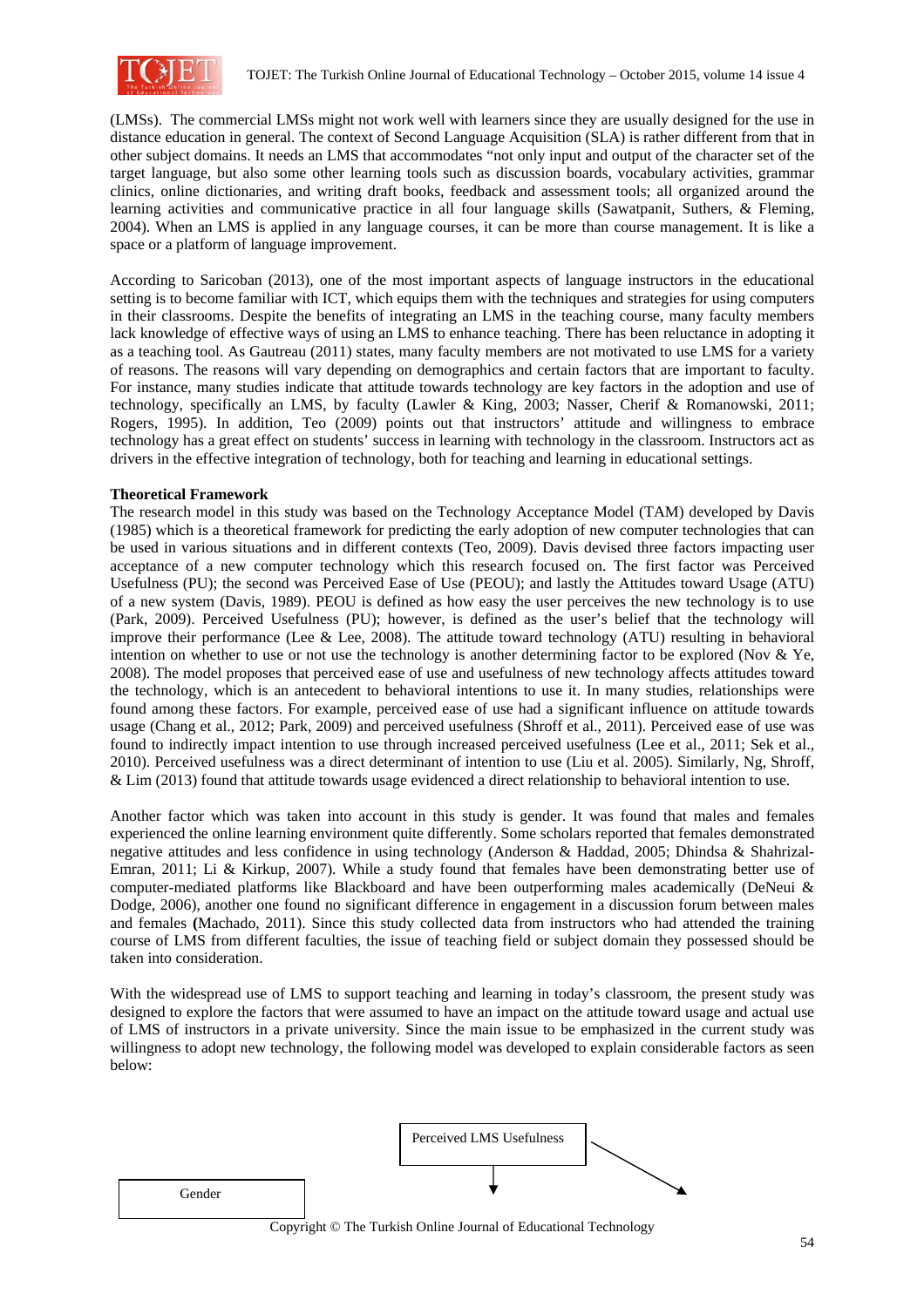(LMSs). The commercial LMSs might not work well with learners since they are usually designed for the use in distance education in general. The context of Second Language Acquisition (SLA) is rather different from that in other subject domains. It needs an LMS that accommodates "not only input and output of the character set of the target language, but also some other learning tools such as discussion boards, vocabulary activities, grammar clinics, online dictionaries, and writing draft books, feedback and assessment tools; all organized around the learning activities and communicative practice in all four language skills (Sawatpanit, Suthers, & Fleming, 2004). When an LMS is applied in any language courses, it can be more than course management. It is like a space or a platform of language improvement.

According to Saricoban (2013), one of the most important aspects of language instructors in the educational setting is to become familiar with ICT, which equips them with the techniques and strategies for using computers in their classrooms. Despite the benefits of integrating an LMS in the teaching course, many faculty members lack knowledge of effective ways of using an LMS to enhance teaching. There has been reluctance in adopting it as a teaching tool. As Gautreau (2011) states, many faculty members are not motivated to use LMS for a variety of reasons. The reasons will vary depending on demographics and certain factors that are important to faculty. For instance, many studies indicate that attitude towards technology are key factors in the adoption and use of technology, specifically an LMS, by faculty (Lawler & King, 2003; Nasser, Cherif & Romanowski, 2011; Rogers, 1995). In addition, Teo (2009) points out that instructors' attitude and willingness to embrace technology has a great effect on students' success in learning with technology in the classroom. Instructors act as drivers in the effective integration of technology, both for teaching and learning in educational settings.

**Theoretical Framework**

The research model in this study was based on the Technology Acceptance Model (TAM) developed by Davis (1985) which is a theoretical framework for predicting the early adoption of new computer technologies that can be used in various situations and in different contexts (Teo, 2009). Davis devised three factors impacting user acceptance of a new computer technology which this research focused on. The first factor was Perceived Usefulness (PU); the second was Perceived Ease of Use (PEOU); and lastly the Attitudes toward Usage (ATU) of a new system (Davis, 1989). PEOU is defined as how easy the user perceives the new technology is to use (Park, 2009). Perceived Usefulness (PU); however, is defined as the user's belief that the technology will improve their performance (Lee & Lee, 2008). The attitude toward technology (ATU) resulting in behavioral intention on whether to use or not use the technology is another determining factor to be explored (Nov & Ye, 2008). The model proposes that perceived ease of use and usefulness of new technology affects attitudes toward the technology, which is an antecedent to behavioral intentions to use it. In many studies, relationships were found among these factors. For example, perceived ease of use had a significant influence on attitude towards usage (Chang et al., 2012; Park, 2009) and perceived usefulness (Shroff et al., 2011). Perceived ease of use was found to indirectly impact intention to use through increased perceived usefulness (Lee et al., 2011; Sek et al., 2010). Perceived usefulness was a direct determinant of intention to use (Liu et al. 2005). Similarly, Ng, Shroff, & Lim (2013) found that attitude towards usage evidenced a direct relationship to behavioral intention to use.

Another factor which was taken into account in this study is gender. It was found that males and females experienced the online learning environment quite differently. Some scholars reported that females demonstrated negative attitudes and less confidence in using technology (Anderson & Haddad, 2005; Dhindsa & Shahrizal-Emran, 2011; Li & Kirkup, 2007). While a study found that females have been demonstrating better use of computer-mediated platforms like Blackboard and have been outperforming males academically (DeNeui & Dodge, 2006), another one found no significant difference in engagement in a discussion forum between males and females (Machado, 2011). Since this study collected data from instructors who had attended the training course of LMS from different faculties, the issue of teaching field or subject domain they possessed should be taken into consideration.

With the widespread use of LMS to support teaching and learning in today's classroom, the present study was designed to explore the factors that were assumed to have an impact on the attitude toward usage and actual use of LMS of instructors in a private university. Since the main issue to be emphasized in the current study was willingness to adopt new technology, the following model was developed to explain considerable factors as seen below:

Perceived LMS Usefulness

Gender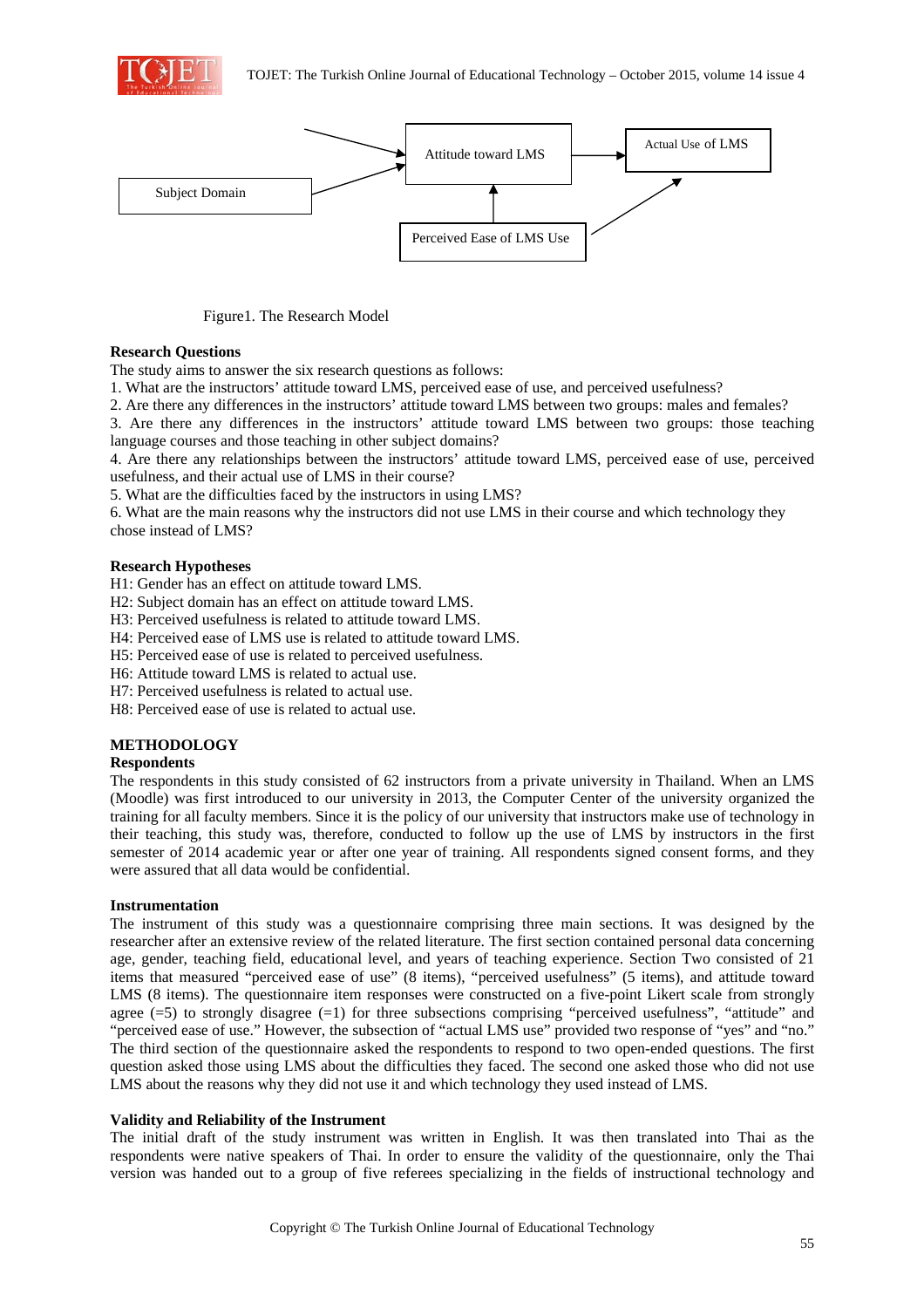Figure1. The Research Model

**Research Questions**

The study aims to answer the six research questions as follows:

1. What are the instructors' attitude toward LMS, perceived ease of use, and perceived usefulness?
2. Are there any differences in the instructors' attitude toward LMS between two groups: males and females?
3. Are there any differences in the instructors' attitude toward LMS between two groups: those teaching language courses and those teaching in other subject domains?
4. Are there any relationships between the instructors' attitude toward LMS, perceived ease of use, perceived usefulness, and their actual use of LMS in their course?
5. What are the difficulties faced by the instructors in using LMS?
6. What are the main reasons why the instructors did not use LMS in their course and which technology they chose instead of LMS?

**Research Hypotheses**

H1: Gender has an effect on attitude toward LMS.
H2: Subject domain has an effect on attitude toward LMS.
H3: Perceived usefulness is related to attitude toward LMS.
H4: Perceived ease of LMS use is related to attitude toward LMS.
H5: Perceived ease of use is related to perceived usefulness.
H6: Attitude toward LMS is related to actual use.
H7: Perceived usefulness is related to actual use.
H8: Perceived ease of use is related to actual use.

## METHODOLOGY

**Respondents**

The respondents in this study consisted of 62 instructors from a private university in Thailand. When an LMS (Moodle) was first introduced to our university in 2013, the Computer Center of the university organized the training for all faculty members. Since it is the policy of our university that instructors make use of technology in their teaching, this study was, therefore, conducted to follow up the use of LMS by instructors in the first semester of 2014 academic year or after one year of training. All respondents signed consent forms, and they were assured that all data would be confidential.

**Instrumentation**

The instrument of this study was a questionnaire comprising three main sections. It was designed by the researcher after an extensive review of the related literature. The first section contained personal data concerning age, gender, teaching field, educational level, and years of teaching experience. Section Two consisted of 21 items that measured "perceived ease of use" (8 items), "perceived usefulness" (5 items), and attitude toward LMS (8 items). The questionnaire item responses were constructed on a five-point Likert scale from strongly agree (=5) to strongly disagree (=1) for three subsections comprising "perceived usefulness", "attitude" and "perceived ease of use." However, the subsection of "actual LMS use" provided two response of "yes" and "no." The third section of the questionnaire asked the respondents to respond to two open-ended questions. The first question asked those using LMS about the difficulties they faced. The second one asked those who did not use LMS about the reasons why they did not use it and which technology they used instead of LMS.

**Validity and Reliability of the Instrument**

The initial draft of the study instrument was written in English. It was then translated into Thai as the respondents were native speakers of Thai. In order to ensure the validity of the questionnaire, only the Thai version was handed out to a group of five referees specializing in the fields of instructional technology and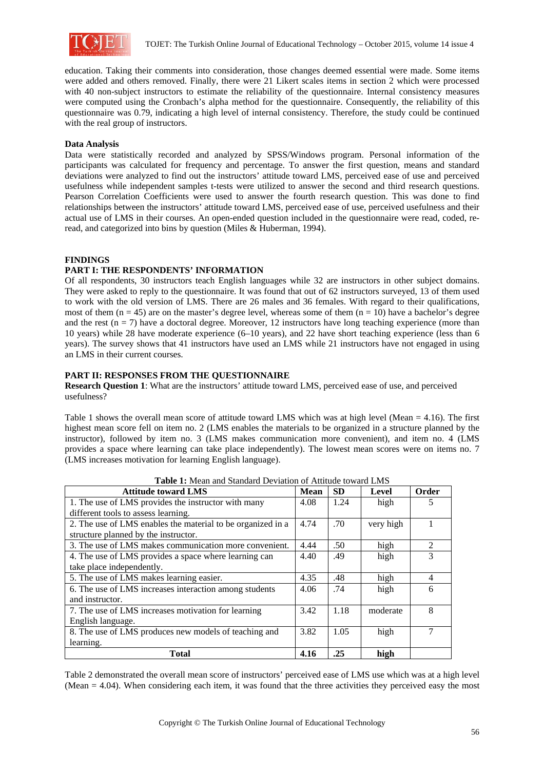education. Taking their comments into consideration, those changes deemed essential were made. Some items were added and others removed. Finally, there were 21 Likert scales items in section 2 which were processed with 40 non-subject instructors to estimate the reliability of the questionnaire. Internal consistency measures were computed using the Cronbach's alpha method for the questionnaire. Consequently, the reliability of this questionnaire was 0.79, indicating a high level of internal consistency. Therefore, the study could be continued with the real group of instructors.

**Data Analysis**

Data were statistically recorded and analyzed by SPSS/Windows program. Personal information of the participants was calculated for frequency and percentage. To answer the first question, means and standard deviations were analyzed to find out the instructors' attitude toward LMS, perceived ease of use and perceived usefulness while independent samples t-tests were utilized to answer the second and third research questions. Pearson Correlation Coefficients were used to answer the fourth research question. This was done to find relationships between the instructors' attitude toward LMS, perceived ease of use, perceived usefulness and their actual use of LMS in their courses. An open-ended question included in the questionnaire were read, coded, re-read, and categorized into bins by question (Miles & Huberman, 1994).

## FINDINGS

### PART I: THE RESPONDENTS' INFORMATION

Of all respondents, 30 instructors teach English languages while 32 are instructors in other subject domains. They were asked to reply to the questionnaire. It was found that out of 62 instructors surveyed, 13 of them used to work with the old version of LMS. There are 26 males and 36 females. With regard to their qualifications, most of them ($n = 45$) are on the master's degree level, whereas some of them ($n = 10$) have a bachelor's degree and the rest ($n = 7$) have a doctoral degree. Moreover, 12 instructors have long teaching experience (more than 10 years) while 28 have moderate experience (6–10 years), and 22 have short teaching experience (less than 6 years). The survey shows that 41 instructors have used an LMS while 21 instructors have not engaged in using an LMS in their current courses.

### PART II: RESPONSES FROM THE QUESTIONNAIRE

**Research Question 1**: What are the instructors' attitude toward LMS, perceived ease of use, and perceived usefulness?

Table 1 shows the overall mean score of attitude toward LMS which was at high level (Mean = 4.16). The first highest mean score fell on item no. 2 (LMS enables the materials to be organized in a structure planned by the instructor), followed by item no. 3 (LMS makes communication more convenient), and item no. 4 (LMS provides a space where learning can take place independently). The lowest mean scores were on items no. 7 (LMS increases motivation for learning English language).

**Table 1:** Mean and Standard Deviation of Attitude toward LMS

| Attitude toward LMS | Mean | SD | Level | Order |
|---|---|---|---|---|
| 1. The use of LMS provides the instructor with many different tools to assess learning. | 4.08 | 1.24 | high | 5 |
| 2. The use of LMS enables the material to be organized in a structure planned by the instructor. | 4.74 | .70 | very high | 1 |
| 3. The use of LMS makes communication more convenient. | 4.44 | .50 | high | 2 |
| 4. The use of LMS provides a space where learning can take place independently. | 4.40 | .49 | high | 3 |
| 5. The use of LMS makes learning easier. | 4.35 | .48 | high | 4 |
| 6. The use of LMS increases interaction among students and instructor. | 4.06 | .74 | high | 6 |
| 7. The use of LMS increases motivation for learning English language. | 3.42 | 1.18 | moderate | 8 |
| 8. The use of LMS produces new models of teaching and learning. | 3.82 | 1.05 | high | 7 |
| **Total** | **4.16** | **.25** | **high** | |

Table 2 demonstrated the overall mean score of instructors' perceived ease of LMS use which was at a high level (Mean = 4.04). When considering each item, it was found that the three activities they perceived easy the most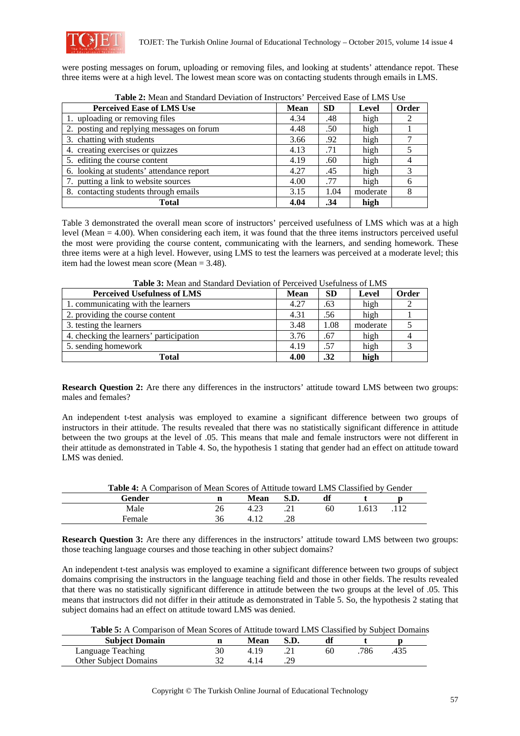were posting messages on forum, uploading or removing files, and looking at students' attendance repot. These three items were at a high level. The lowest mean score was on contacting students through emails in LMS.

**Table 2:** Mean and Standard Deviation of Instructors' Perceived Ease of LMS Use

| Perceived Ease of LMS Use | Mean | SD | Level | Order |
|---|---|---|---|---|
| 1. uploading or removing files | 4.34 | .48 | high | 2 |
| 2. posting and replying messages on forum | 4.48 | .50 | high | 1 |
| 3. chatting with students | 3.66 | .92 | high | 7 |
| 4. creating exercises or quizzes | 4.13 | .71 | high | 5 |
| 5. editing the course content | 4.19 | .60 | high | 4 |
| 6. looking at students' attendance report | 4.27 | .45 | high | 3 |
| 7. putting a link to website sources | 4.00 | .77 | high | 6 |
| 8. contacting students through emails | 3.15 | 1.04 | moderate | 8 |
| **Total** | **4.04** | **.34** | **high** | |

Table 3 demonstrated the overall mean score of instructors' perceived usefulness of LMS which was at a high level (Mean = 4.00). When considering each item, it was found that the three items instructors perceived useful the most were providing the course content, communicating with the learners, and sending homework. These three items were at a high level. However, using LMS to test the learners was perceived at a moderate level; this item had the lowest mean score (Mean = 3.48).

**Table 3:** Mean and Standard Deviation of Perceived Usefulness of LMS

| Perceived Usefulness of LMS | Mean | SD | Level | Order |
|---|---|---|---|---|
| 1. communicating with the learners | 4.27 | .63 | high | 2 |
| 2. providing the course content | 4.31 | .56 | high | 1 |
| 3. testing the learners | 3.48 | 1.08 | moderate | 5 |
| 4. checking the learners' participation | 3.76 | .67 | high | 4 |
| 5. sending homework | 4.19 | .57 | high | 3 |
| **Total** | **4.00** | **.32** | **high** | |

**Research Question 2:** Are there any differences in the instructors' attitude toward LMS between two groups: males and females?

An independent t-test analysis was employed to examine a significant difference between two groups of instructors in their attitude. The results revealed that there was no statistically significant difference in attitude between the two groups at the level of .05. This means that male and female instructors were not different in their attitude as demonstrated in Table 4. So, the hypothesis 1 stating that gender had an effect on attitude toward LMS was denied.

**Table 4:** A Comparison of Mean Scores of Attitude toward LMS Classified by Gender

| Gender | n | Mean | S.D. | df | t | p |
|---|---|---|---|---|---|---|
| Male | 26 | 4.23 | .21 | 60 | 1.613 | .112 |
| Female | 36 | 4.12 | .28 | | | |

**Research Question 3:** Are there any differences in the instructors' attitude toward LMS between two groups: those teaching language courses and those teaching in other subject domains?

An independent t-test analysis was employed to examine a significant difference between two groups of subject domains comprising the instructors in the language teaching field and those in other fields. The results revealed that there was no statistically significant difference in attitude between the two groups at the level of .05. This means that instructors did not differ in their attitude as demonstrated in Table 5. So, the hypothesis 2 stating that subject domains had an effect on attitude toward LMS was denied.

**Table 5:** A Comparison of Mean Scores of Attitude toward LMS Classified by Subject Domains

| Subject Domain | n | Mean | S.D. | df | t | p |
|---|---|---|---|---|---|---|
| Language Teaching | 30 | 4.19 | .21 | 60 | .786 | .435 |
| Other Subject Domains | 32 | 4.14 | .29 | | | |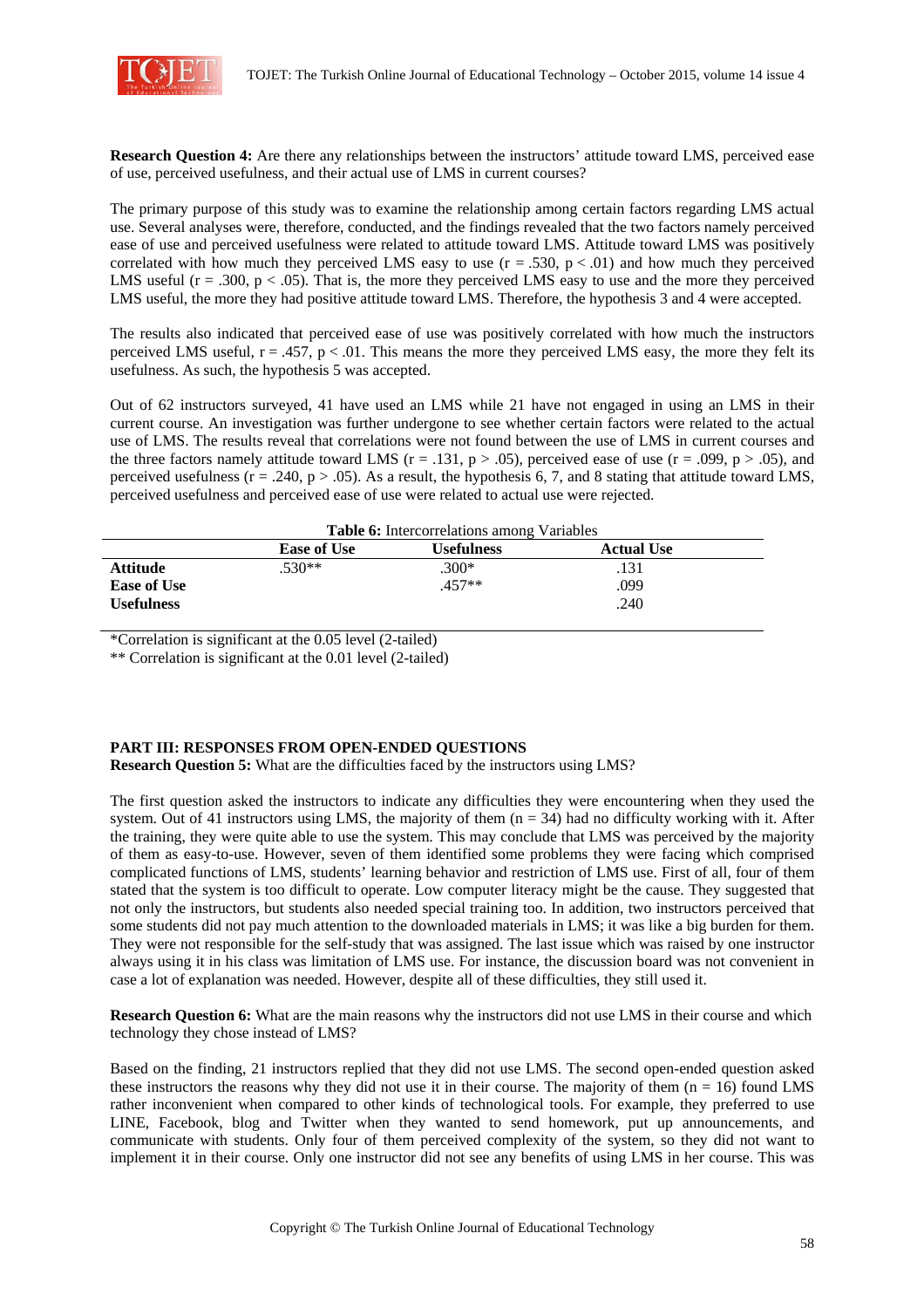**Research Question 4:** Are there any relationships between the instructors' attitude toward LMS, perceived ease of use, perceived usefulness, and their actual use of LMS in current courses?

The primary purpose of this study was to examine the relationship among certain factors regarding LMS actual use. Several analyses were, therefore, conducted, and the findings revealed that the two factors namely perceived ease of use and perceived usefulness were related to attitude toward LMS. Attitude toward LMS was positively correlated with how much they perceived LMS easy to use ($r = .530$, $p < .01$) and how much they perceived LMS useful ($r = .300$, $p < .05$). That is, the more they perceived LMS easy to use and the more they perceived LMS useful, the more they had positive attitude toward LMS. Therefore, the hypothesis 3 and 4 were accepted.

The results also indicated that perceived ease of use was positively correlated with how much the instructors perceived LMS useful, $r = .457$, $p < .01$. This means the more they perceived LMS easy, the more they felt its usefulness. As such, the hypothesis 5 was accepted.

Out of 62 instructors surveyed, 41 have used an LMS while 21 have not engaged in using an LMS in their current course. An investigation was further undergone to see whether certain factors were related to the actual use of LMS. The results reveal that correlations were not found between the use of LMS in current courses and the three factors namely attitude toward LMS ($r = .131$, $p > .05$), perceived ease of use ($r = .099$, $p > .05$), and perceived usefulness ($r = .240$, $p > .05$). As a result, the hypothesis 6, 7, and 8 stating that attitude toward LMS, perceived usefulness and perceived ease of use were related to actual use were rejected.

**Table 6:** Intercorrelations among Variables

| | Ease of Use | Usefulness | Actual Use |
|---|---|---|---|
| **Attitude** | .530** | .300* | .131 |
| **Ease of Use** | | .457** | .099 |
| **Usefulness** | | | .240 |

*Correlation is significant at the 0.05 level (2-tailed)

** Correlation is significant at the 0.01 level (2-tailed)

## PART III: RESPONSES FROM OPEN-ENDED QUESTIONS

**Research Question 5:** What are the difficulties faced by the instructors using LMS?

The first question asked the instructors to indicate any difficulties they were encountering when they used the system. Out of 41 instructors using LMS, the majority of them ($n = 34$) had no difficulty working with it. After the training, they were quite able to use the system. This may conclude that LMS was perceived by the majority of them as easy-to-use. However, seven of them identified some problems they were facing which comprised complicated functions of LMS, students' learning behavior and restriction of LMS use. First of all, four of them stated that the system is too difficult to operate. Low computer literacy might be the cause. They suggested that not only the instructors, but students also needed special training too. In addition, two instructors perceived that some students did not pay much attention to the downloaded materials in LMS; it was like a big burden for them. They were not responsible for the self-study that was assigned. The last issue which was raised by one instructor always using it in his class was limitation of LMS use. For instance, the discussion board was not convenient in case a lot of explanation was needed. However, despite all of these difficulties, they still used it.

**Research Question 6:** What are the main reasons why the instructors did not use LMS in their course and which technology they chose instead of LMS?

Based on the finding, 21 instructors replied that they did not use LMS. The second open-ended question asked these instructors the reasons why they did not use it in their course. The majority of them ($n = 16$) found LMS rather inconvenient when compared to other kinds of technological tools. For example, they preferred to use LINE, Facebook, blog and Twitter when they wanted to send homework, put up announcements, and communicate with students. Only four of them perceived complexity of the system, so they did not want to implement it in their course. Only one instructor did not see any benefits of using LMS in her course. This was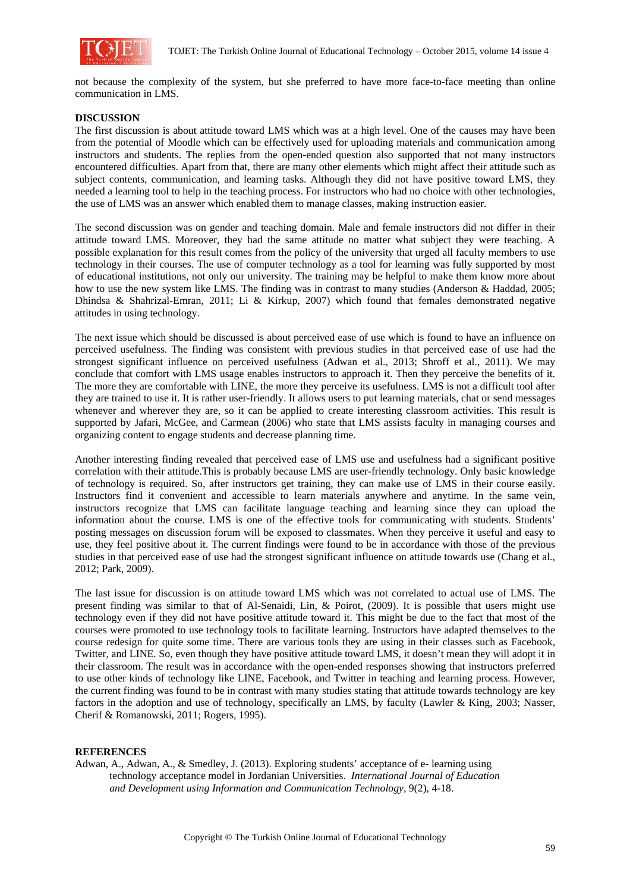not because the complexity of the system, but she preferred to have more face-to-face meeting than online communication in LMS.

**DISCUSSION**

The first discussion is about attitude toward LMS which was at a high level. One of the causes may have been from the potential of Moodle which can be effectively used for uploading materials and communication among instructors and students. The replies from the open-ended question also supported that not many instructors encountered difficulties. Apart from that, there are many other elements which might affect their attitude such as subject contents, communication, and learning tasks. Although they did not have positive toward LMS, they needed a learning tool to help in the teaching process. For instructors who had no choice with other technologies, the use of LMS was an answer which enabled them to manage classes, making instruction easier.

The second discussion was on gender and teaching domain. Male and female instructors did not differ in their attitude toward LMS. Moreover, they had the same attitude no matter what subject they were teaching. A possible explanation for this result comes from the policy of the university that urged all faculty members to use technology in their courses. The use of computer technology as a tool for learning was fully supported by most of educational institutions, not only our university. The training may be helpful to make them know more about how to use the new system like LMS. The finding was in contrast to many studies (Anderson & Haddad, 2005; Dhindsa & Shahrizal-Emran, 2011; Li & Kirkup, 2007) which found that females demonstrated negative attitudes in using technology.

The next issue which should be discussed is about perceived ease of use which is found to have an influence on perceived usefulness. The finding was consistent with previous studies in that perceived ease of use had the strongest significant influence on perceived usefulness (Adwan et al., 2013; Shroff et al., 2011). We may conclude that comfort with LMS usage enables instructors to approach it. Then they perceive the benefits of it. The more they are comfortable with LINE, the more they perceive its usefulness. LMS is not a difficult tool after they are trained to use it. It is rather user-friendly. It allows users to put learning materials, chat or send messages whenever and wherever they are, so it can be applied to create interesting classroom activities. This result is supported by Jafari, McGee, and Carmean (2006) who state that LMS assists faculty in managing courses and organizing content to engage students and decrease planning time.

Another interesting finding revealed that perceived ease of LMS use and usefulness had a significant positive correlation with their attitude.This is probably because LMS are user-friendly technology. Only basic knowledge of technology is required. So, after instructors get training, they can make use of LMS in their course easily. Instructors find it convenient and accessible to learn materials anywhere and anytime. In the same vein, instructors recognize that LMS can facilitate language teaching and learning since they can upload the information about the course. LMS is one of the effective tools for communicating with students. Students' posting messages on discussion forum will be exposed to classmates. When they perceive it useful and easy to use, they feel positive about it. The current findings were found to be in accordance with those of the previous studies in that perceived ease of use had the strongest significant influence on attitude towards use (Chang et al., 2012; Park, 2009).

The last issue for discussion is on attitude toward LMS which was not correlated to actual use of LMS. The present finding was similar to that of Al-Senaidi, Lin, & Poirot, (2009). It is possible that users might use technology even if they did not have positive attitude toward it. This might be due to the fact that most of the courses were promoted to use technology tools to facilitate learning. Instructors have adapted themselves to the course redesign for quite some time. There are various tools they are using in their classes such as Facebook, Twitter, and LINE. So, even though they have positive attitude toward LMS, it doesn't mean they will adopt it in their classroom. The result was in accordance with the open-ended responses showing that instructors preferred to use other kinds of technology like LINE, Facebook, and Twitter in teaching and learning process. However, the current finding was found to be in contrast with many studies stating that attitude towards technology are key factors in the adoption and use of technology, specifically an LMS, by faculty (Lawler & King, 2003; Nasser, Cherif & Romanowski, 2011; Rogers, 1995).

**REFERENCES**

Adwan, A., Adwan, A., & Smedley, J. (2013). Exploring students' acceptance of e- learning using technology acceptance model in Jordanian Universities. *International Journal of Education and Development using Information and Communication Technology*, 9(2), 4-18.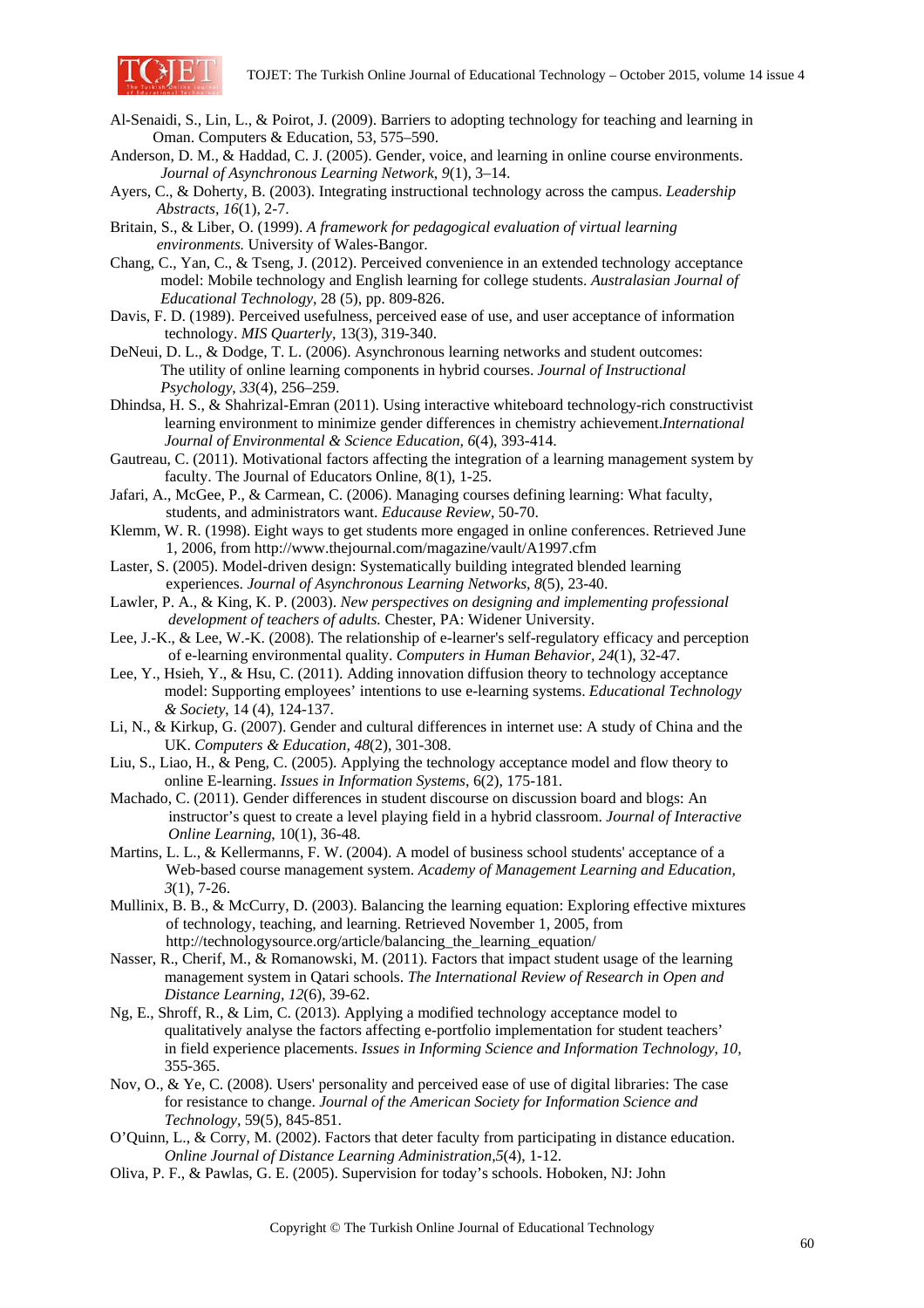Al-Senaidi, S., Lin, L., & Poirot, J. (2009). Barriers to adopting technology for teaching and learning in Oman. Computers & Education, 53, 575–590.

Anderson, D. M., & Haddad, C. J. (2005). Gender, voice, and learning in online course environments. *Journal of Asynchronous Learning Network*, *9*(1), 3–14.

Ayers, C., & Doherty, B. (2003). Integrating instructional technology across the campus. *Leadership Abstracts*, *16*(1), 2-7.

Britain, S., & Liber, O. (1999). *A framework for pedagogical evaluation of virtual learning environments.* University of Wales-Bangor.

Chang, C., Yan, C., & Tseng, J. (2012). Perceived convenience in an extended technology acceptance model: Mobile technology and English learning for college students. *Australasian Journal of Educational Technology*, 28 (5), pp. 809-826.

Davis, F. D. (1989). Perceived usefulness, perceived ease of use, and user acceptance of information technology. *MIS Quarterly*, 13(3), 319-340.

DeNeui, D. L., & Dodge, T. L. (2006). Asynchronous learning networks and student outcomes: The utility of online learning components in hybrid courses. *Journal of Instructional Psychology*, *33*(4), 256–259.

Dhindsa, H. S., & Shahrizal-Emran (2011). Using interactive whiteboard technology-rich constructivist learning environment to minimize gender differences in chemistry achievement.*International Journal of Environmental & Science Education*, *6*(4), 393-414.

Gautreau, C. (2011). Motivational factors affecting the integration of a learning management system by faculty. The Journal of Educators Online, 8(1), 1-25.

Jafari, A., McGee, P., & Carmean, C. (2006). Managing courses defining learning: What faculty, students, and administrators want. *Educause Review*, 50-70.

Klemm, W. R. (1998). Eight ways to get students more engaged in online conferences. Retrieved June 1, 2006, from http://www.thejournal.com/magazine/vault/A1997.cfm

Laster, S. (2005). Model-driven design: Systematically building integrated blended learning experiences. *Journal of Asynchronous Learning Networks*, *8*(5), 23-40.

Lawler, P. A., & King, K. P. (2003). *New perspectives on designing and implementing professional development of teachers of adults.* Chester, PA: Widener University.

Lee, J.-K., & Lee, W.-K. (2008). The relationship of e-learner's self-regulatory efficacy and perception of e-learning environmental quality. *Computers in Human Behavior, 24*(1), 32-47.

Lee, Y., Hsieh, Y., & Hsu, C. (2011). Adding innovation diffusion theory to technology acceptance model: Supporting employees' intentions to use e-learning systems. *Educational Technology & Society*, 14 (4), 124-137.

Li, N., & Kirkup, G. (2007). Gender and cultural differences in internet use: A study of China and the UK. *Computers & Education*, *48*(2), 301-308.

Liu, S., Liao, H., & Peng, C. (2005). Applying the technology acceptance model and flow theory to online E-learning. *Issues in Information Systems*, 6(2), 175-181.

Machado, C. (2011). Gender differences in student discourse on discussion board and blogs: An instructor's quest to create a level playing field in a hybrid classroom. *Journal of Interactive Online Learning*, 10(1), 36-48.

Martins, L. L., & Kellermanns, F. W. (2004). A model of business school students' acceptance of a Web-based course management system. *Academy of Management Learning and Education, 3*(1), 7-26.

Mullinix, B. B., & McCurry, D. (2003). Balancing the learning equation: Exploring effective mixtures of technology, teaching, and learning. Retrieved November 1, 2005, from http://technologysource.org/article/balancing_the_learning_equation/

Nasser, R., Cherif, M., & Romanowski, M. (2011). Factors that impact student usage of the learning management system in Qatari schools. *The International Review of Research in Open and Distance Learning*, *12*(6), 39-62.

Ng, E., Shroff, R., & Lim, C. (2013). Applying a modified technology acceptance model to qualitatively analyse the factors affecting e-portfolio implementation for student teachers' in field experience placements. *Issues in Informing Science and Information Technology, 10*, 355-365.

Nov, O., & Ye, C. (2008). Users' personality and perceived ease of use of digital libraries: The case for resistance to change. *Journal of the American Society for Information Science and Technology*, 59(5), 845-851.

O'Quinn, L., & Corry, M. (2002). Factors that deter faculty from participating in distance education. *Online Journal of Distance Learning Administration,5*(4), 1-12.

Oliva, P. F., & Pawlas, G. E. (2005). Supervision for today's schools. Hoboken, NJ: John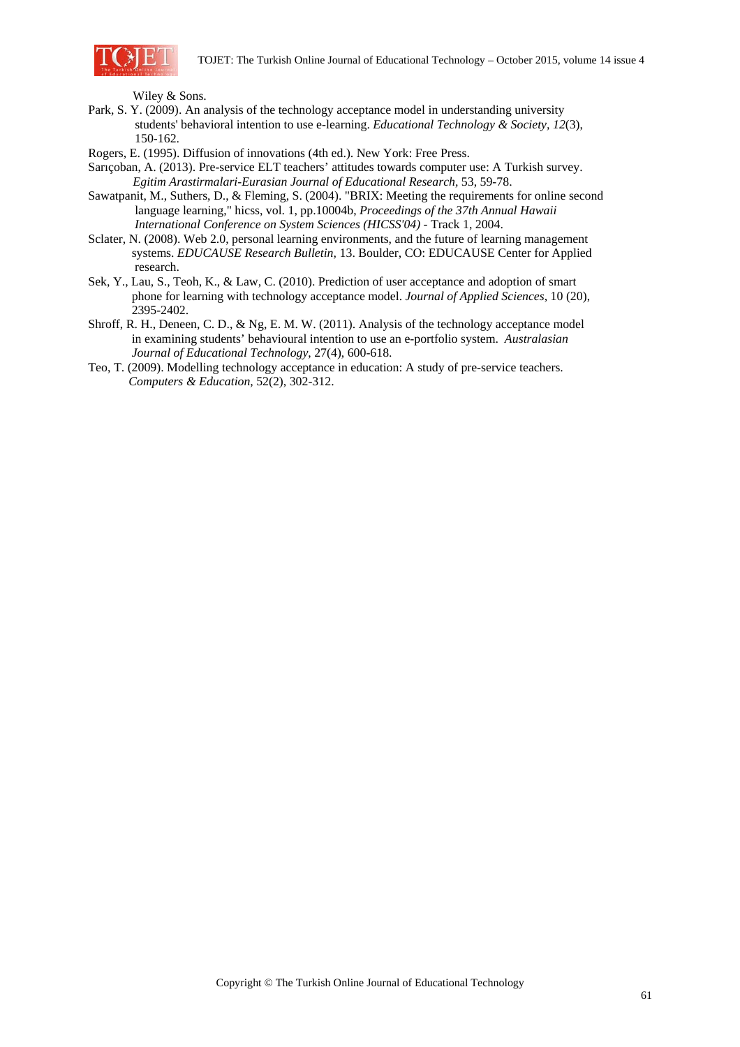Wiley & Sons.

Park, S. Y. (2009). An analysis of the technology acceptance model in understanding university students' behavioral intention to use e-learning. *Educational Technology & Society, 12*(3), 150-162.

Rogers, E. (1995). Diffusion of innovations (4th ed.). New York: Free Press.

Sarıçoban, A. (2013). Pre-service ELT teachers' attitudes towards computer use: A Turkish survey. *Egitim Arastirmalari-Eurasian Journal of Educational Research*, 53, 59-78.

Sawatpanit, M., Suthers, D., & Fleming, S. (2004). "BRIX: Meeting the requirements for online second language learning," hicss, vol. 1, pp.10004b, *Proceedings of the 37th Annual Hawaii International Conference on System Sciences (HICSS'04)* - Track 1, 2004.

Sclater, N. (2008). Web 2.0, personal learning environments, and the future of learning management systems. *EDUCAUSE Research Bulletin,* 13. Boulder, CO: EDUCAUSE Center for Applied research.

Sek, Y., Lau, S., Teoh, K., & Law, C. (2010). Prediction of user acceptance and adoption of smart phone for learning with technology acceptance model. *Journal of Applied Sciences*, 10 (20), 2395-2402.

Shroff, R. H., Deneen, C. D., & Ng, E. M. W. (2011). Analysis of the technology acceptance model in examining students' behavioural intention to use an e-portfolio system. *Australasian Journal of Educational Technology*, 27(4), 600-618.

Teo, T. (2009). Modelling technology acceptance in education: A study of pre-service teachers. *Computers & Education*, 52(2), 302-312.